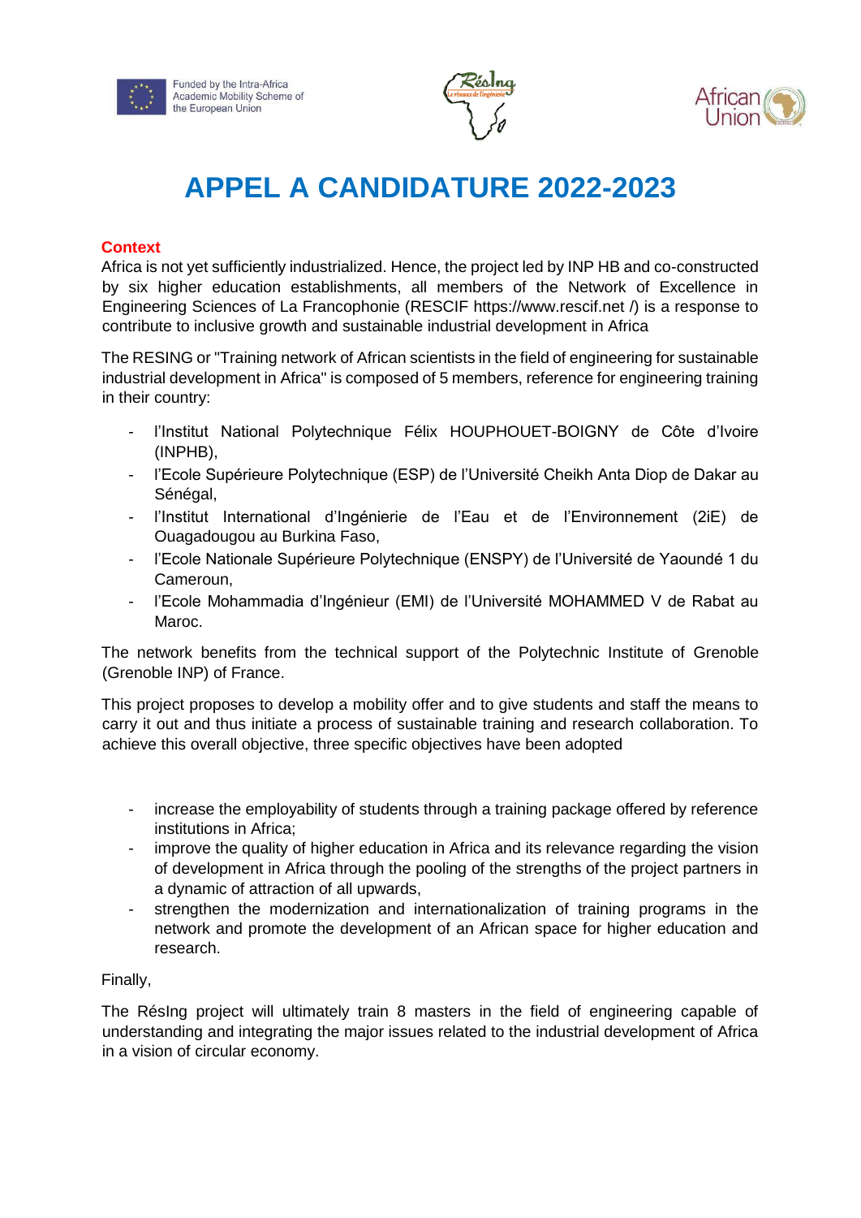Funded by the Intra-Africa Academic Mobility Scheme of the European Union

# APPEL A CANDIDATURE 2022-2023

## Context

Africa is not yet sufficiently industrialized. Hence, the project led by INP HB and co-constructed by six higher education establishments, all members of the Network of Excellence in Engineering Sciences of La Francophonie (RESCIF https://www.rescif.net /) is a response to contribute to inclusive growth and sustainable industrial development in Africa

The RESING or "Training network of African scientists in the field of engineering for sustainable industrial development in Africa" is composed of 5 members, reference for engineering training in their country:

- l'Institut National Polytechnique Félix HOUPHOUET-BOIGNY de Côte d'Ivoire (INPHB),
- l'Ecole Supérieure Polytechnique (ESP) de l'Université Cheikh Anta Diop de Dakar au Sénégal,
- l'Institut International d'Ingénierie de l'Eau et de l'Environnement (2iE) de Ouagadougou au Burkina Faso,
- l'Ecole Nationale Supérieure Polytechnique (ENSPY) de l'Université de Yaoundé 1 du Cameroun,
- l'Ecole Mohammadia d'Ingénieur (EMI) de l'Université MOHAMMED V de Rabat au Maroc.

The network benefits from the technical support of the Polytechnic Institute of Grenoble (Grenoble INP) of France.

This project proposes to develop a mobility offer and to give students and staff the means to carry it out and thus initiate a process of sustainable training and research collaboration. To achieve this overall objective, three specific objectives have been adopted

- increase the employability of students through a training package offered by reference institutions in Africa;
- improve the quality of higher education in Africa and its relevance regarding the vision of development in Africa through the pooling of the strengths of the project partners in a dynamic of attraction of all upwards,
- strengthen the modernization and internationalization of training programs in the network and promote the development of an African space for higher education and research.

Finally,

The RésIng project will ultimately train 8 masters in the field of engineering capable of understanding and integrating the major issues related to the industrial development of Africa in a vision of circular economy.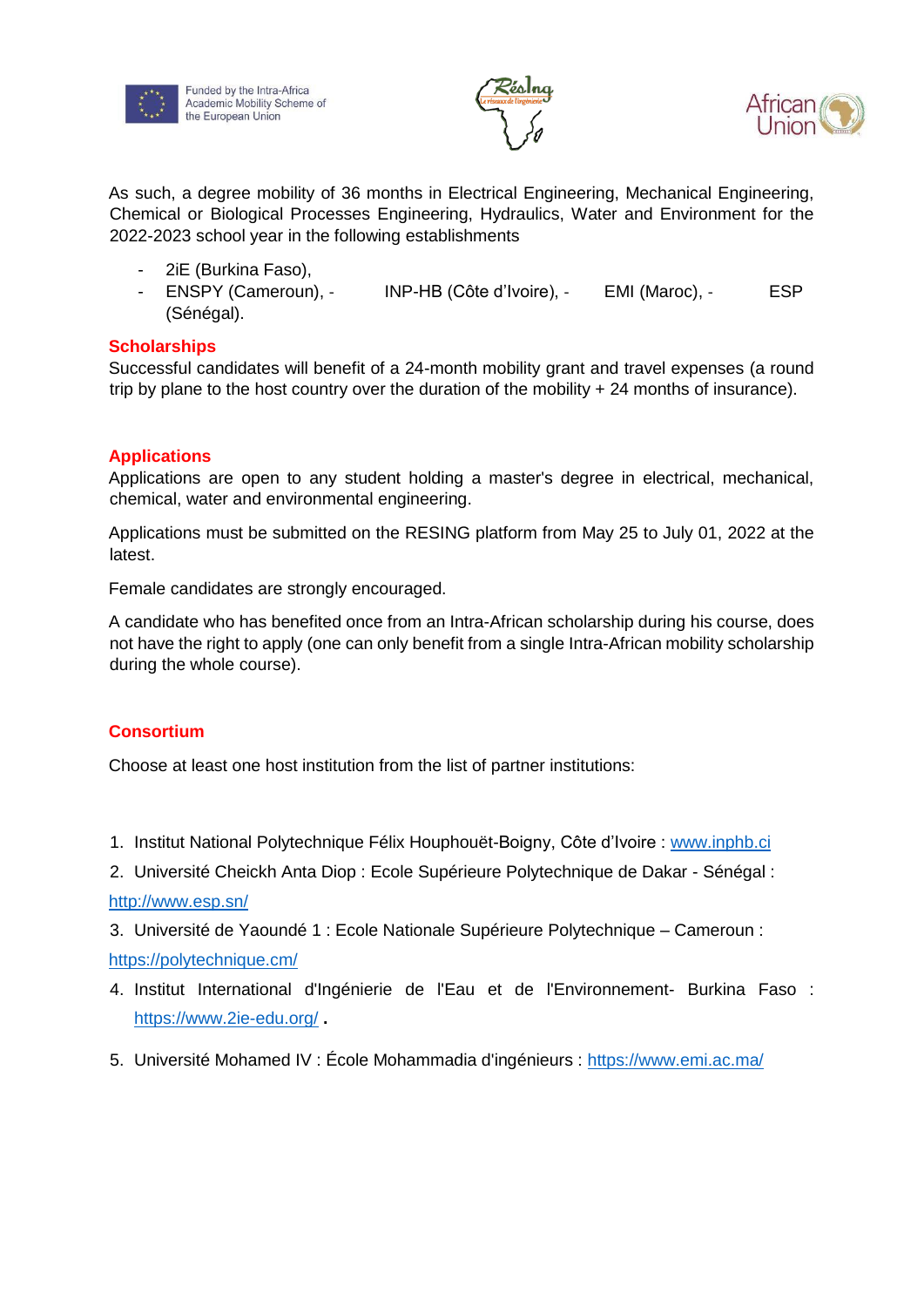As such, a degree mobility of 36 months in Electrical Engineering, Mechanical Engineering, Chemical or Biological Processes Engineering, Hydraulics, Water and Environment for the 2022-2023 school year in the following establishments

- 2iE (Burkina Faso),
- ENSPY (Cameroun), - INP-HB (Côte d'Ivoire), - EMI (Maroc), - ESP (Sénégal).

**Scholarships**

Successful candidates will benefit of a 24-month mobility grant and travel expenses (a round trip by plane to the host country over the duration of the mobility + 24 months of insurance).

**Applications**

Applications are open to any student holding a master's degree in electrical, mechanical, chemical, water and environmental engineering.

Applications must be submitted on the RESING platform from May 25 to July 01, 2022 at the latest.

Female candidates are strongly encouraged.

A candidate who has benefited once from an Intra-African scholarship during his course, does not have the right to apply (one can only benefit from a single Intra-African mobility scholarship during the whole course).

**Consortium**

Choose at least one host institution from the list of partner institutions:

1. Institut National Polytechnique Félix Houphouët-Boigny, Côte d'Ivoire : www.inphb.ci
2. Université Cheickh Anta Diop : Ecole Supérieure Polytechnique de Dakar - Sénégal : http://www.esp.sn/
3. Université de Yaoundé 1 : Ecole Nationale Supérieure Polytechnique – Cameroun : https://polytechnique.cm/
4. Institut International d'Ingénierie de l'Eau et de l'Environnement- Burkina Faso : https://www.2ie-edu.org/ .
5. Université Mohamed IV : École Mohammadia d'ingénieurs : https://www.emi.ac.ma/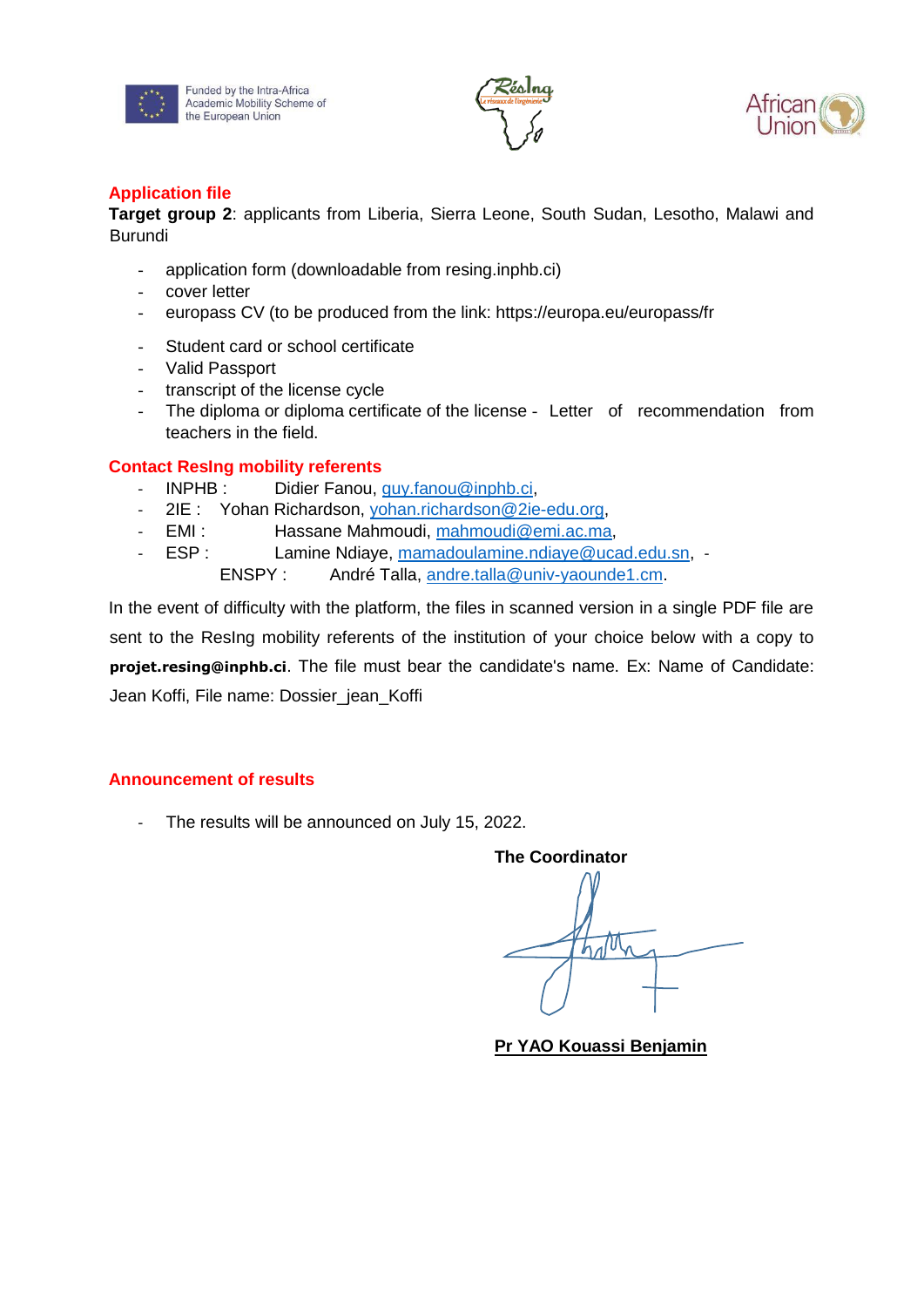Funded by the Intra-Africa Academic Mobility Scheme of the European Union

## Application file

**Target group 2**: applicants from Liberia, Sierra Leone, South Sudan, Lesotho, Malawi and Burundi

- application form (downloadable from resing.inphb.ci)
- cover letter
- europass CV (to be produced from the link: https://europa.eu/europass/fr
- Student card or school certificate
- Valid Passport
- transcript of the license cycle
- The diploma or diploma certificate of the license - Letter of recommendation from teachers in the field.

## Contact ResIng mobility referents

- INPHB : Didier Fanou, guy.fanou@inphb.ci,
- 2IE : Yohan Richardson, yohan.richardson@2ie-edu.org,
- EMI : Hassane Mahmoudi, mahmoudi@emi.ac.ma,
- ESP : Lamine Ndiaye, mamadoulamine.ndiaye@ucad.edu.sn, - ENSPY : André Talla, andre.talla@univ-yaounde1.cm.

In the event of difficulty with the platform, the files in scanned version in a single PDF file are sent to the ResIng mobility referents of the institution of your choice below with a copy to **projet.resing@inphb.ci**. The file must bear the candidate's name. Ex: Name of Candidate: Jean Koffi, File name: Dossier_jean_Koffi

## Announcement of results

- The results will be announced on July 15, 2022.

**The Coordinator**

**Pr YAO Kouassi Benjamin**